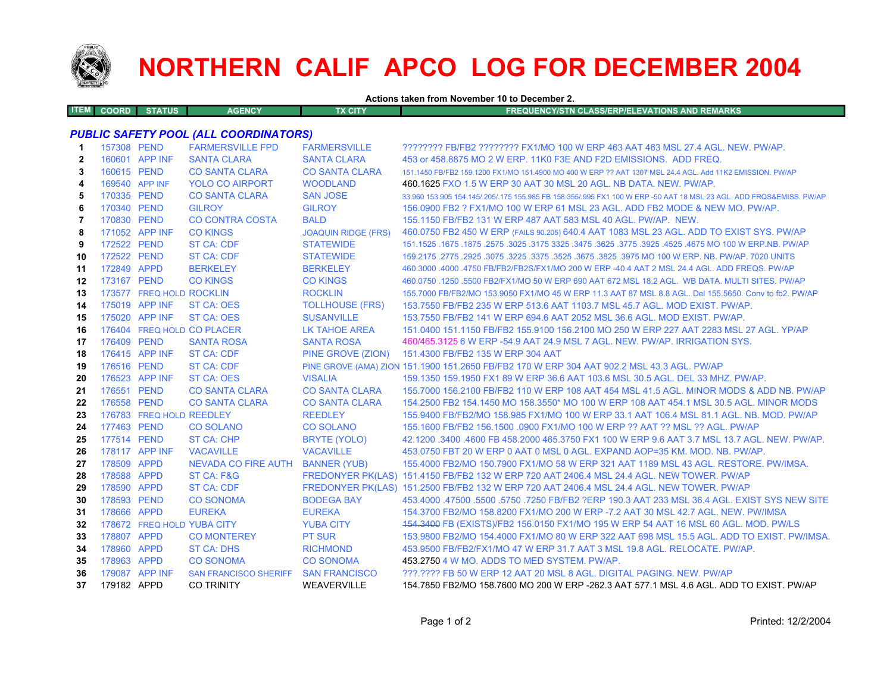# NORTHERN CALIF APCO LOG FOR DECEMBER 2004

**Actions taken from November 10 to December 2.**

| ITEM | COORD | STATUS | AGENCY | TX CITY | FREQUENCY/STN CLASS/ERP/ELEVATIONS AND REMARKS |
|---|---|---|---|---|---|
| | | | ***PUBLIC SAFETY POOL (ALL COORDINATORS)*** | | |
| 1 | 157308 | PEND | FARMERSVILLE FPD | FARMERSVILLE | ???????? FB/FB2 ???????? FX1/MO 100 W ERP 463 AAT 463 MSL 27.4 AGL. NEW. PW/AP. |
| 2 | 160601 | APP INF | SANTA CLARA | SANTA CLARA | 453 or 458.8875 MO 2 W ERP. 11K0 F3E AND F2D EMISSIONS. ADD FREQ. |
| 3 | 160615 | PEND | CO SANTA CLARA | CO SANTA CLARA | 151.1450 FB/FB2 159.1200 FX1/MO 151.4900 MO 400 W ERP ?? AAT 1307 MSL 24.4 AGL. Add 11K2 EMISSION. PW/AP |
| 4 | 169540 | APP INF | YOLO CO AIRPORT | WOODLAND | 460.1625 FXO 1.5 W ERP 30 AAT 30 MSL 20 AGL. NB DATA. NEW. PW/AP. |
| 5 | 170335 | PEND | CO SANTA CLARA | SAN JOSE | 33.960 153.905 154.145/.205/.175 155.985 FB 158.355/.995 FX1 100 W ERP -50 AAT 18 MSL 23 AGL. ADD FRQS&EMISS. PW/AP |
| 6 | 170340 | PEND | GILROY | GILROY | 156.0900 FB2 ? FX1/MO 100 W ERP 61 MSL 23 AGL. ADD FB2 MODE & NEW MO. PW/AP. |
| 7 | 170830 | PEND | CO CONTRA COSTA | BALD | 155.1150 FB/FB2 131 W ERP 487 AAT 583 MSL 40 AGL. PW/AP. NEW. |
| 8 | 171052 | APP INF | CO KINGS | JOAQUIN RIDGE (FRS) | 460.0750 FB2 450 W ERP (FAILS 90.205) 640.4 AAT 1083 MSL 23 AGL. ADD TO EXIST SYS. PW/AP |
| 9 | 172522 | PEND | ST CA: CDF | STATEWIDE | 151.1525 .1675 .1875 .2575 .3025 .3175 3325 .3475 .3625 .3775 .3925 .4525 .4675 MO 100 W ERP.NB. PW/AP |
| 10 | 172522 | PEND | ST CA: CDF | STATEWIDE | 159.2175 .2775 .2925 .3075 .3225 .3375 .3525 .3675 .3825 .3975 MO 100 W ERP. NB. PW/AP. 7020 UNITS |
| 11 | 172849 | APPD | BERKELEY | BERKELEY | 460.3000 .4000 .4750 FB/FB2/FB2S/FX1/MO 200 W ERP -40.4 AAT 2 MSL 24.4 AGL. ADD FREQS. PW/AP |
| 12 | 173167 | PEND | CO KINGS | CO KINGS | 460.0750 .1250 .5500 FB2/FX1/MO 50 W ERP 690 AAT 672 MSL 18.2 AGL. WB DATA. MULTI SITES. PW/AP |
| 13 | 173577 | FREQ HOLD | ROCKLIN | ROCKLIN | 155.7000 FB/FB2/MO 153.9050 FX1/MO 45 W ERP 11.3 AAT 87 MSL 8.8 AGL. Del 155.5650. Conv to fb2. PW/AP |
| 14 | 175019 | APP INF | ST CA: OES | TOLLHOUSE (FRS) | 153.7550 FB/FB2 235 W ERP 513.6 AAT 1103.7 MSL 45.7 AGL. MOD EXIST. PW/AP. |
| 15 | 175020 | APP INF | ST CA: OES | SUSANVILLE | 153.7550 FB/FB2 141 W ERP 694.6 AAT 2052 MSL 36.6 AGL. MOD EXIST. PW/AP. |
| 16 | 176404 | FREQ HOLD | CO PLACER | LK TAHOE AREA | 151.0400 151.1150 FB/FB2 155.9100 156.2100 MO 250 W ERP 227 AAT 2283 MSL 27 AGL. YP/AP |
| 17 | 176409 | PEND | SANTA ROSA | SANTA ROSA | 460/465.3125 6 W ERP -54.9 AAT 24.9 MSL 7 AGL. NEW. PW/AP. IRRIGATION SYS. |
| 18 | 176415 | APP INF | ST CA: CDF | PINE GROVE (ZION) | 151.4300 FB/FB2 135 W ERP 304 AAT |
| 19 | 176516 | PEND | ST CA: CDF | PINE GROVE (AMA) ZION | 151.1900 151.2650 FB/FB2 170 W ERP 304 AAT 902.2 MSL 43.3 AGL. PW/AP |
| 20 | 176523 | APP INF | ST CA: OES | VISALIA | 159.1350 159.1950 FX1 89 W ERP 36.6 AAT 103.6 MSL 30.5 AGL. DEL 33 MHZ. PW/AP. |
| 21 | 176551 | PEND | CO SANTA CLARA | CO SANTA CLARA | 155.7000 156.2100 FB/FB2 110 W ERP 108 AAT 454 MSL 41.5 AGL. MINOR MODS & ADD NB. PW/AP |
| 22 | 176558 | PEND | CO SANTA CLARA | CO SANTA CLARA | 154.2500 FB2 154.1450 MO 158.3550* MO 100 W ERP 108 AAT 454.1 MSL 30.5 AGL. MINOR MODS |
| 23 | 176783 | FREQ HOLD | REEDLEY | REEDLEY | 155.9400 FB/FB2/MO 158.985 FX1/MO 100 W ERP 33.1 AAT 106.4 MSL 81.1 AGL. NB. MOD. PW/AP |
| 24 | 177463 | PEND | CO SOLANO | CO SOLANO | 155.1600 FB/FB2 156.1500 .0900 FX1/MO 100 W ERP ?? AAT ?? MSL ?? AGL. PW/AP |
| 25 | 177514 | PEND | ST CA: CHP | BRYTE (YOLO) | 42.1200 .3400 .4600 FB 458.2000 465.3750 FX1 100 W ERP 9.6 AAT 3.7 MSL 13.7 AGL. NEW. PW/AP. |
| 26 | 178117 | APP INF | VACAVILLE | VACAVILLE | 453.0750 FBT 20 W ERP 0 AAT 0 MSL 0 AGL. EXPAND AOP=35 KM. MOD. NB. PW/AP. |
| 27 | 178509 | APPD | NEVADA CO FIRE AUTH | BANNER (YUB) | 155.4000 FB2/MO 150.7900 FX1/MO 58 W ERP 321 AAT 1189 MSL 43 AGL. RESTORE. PW/IMSA. |
| 28 | 178588 | APPD | ST CA: F&G | FREDONYER PK(LAS) | 151.4150 FB/FB2 132 W ERP 720 AAT 2406.4 MSL 24.4 AGL. NEW TOWER. PW/AP |
| 29 | 178590 | APPD | ST CA: CDF | FREDONYER PK(LAS) | 151.2500 FB/FB2 132 W ERP 720 AAT 2406.4 MSL 24.4 AGL. NEW TOWER. PW/AP |
| 30 | 178593 | PEND | CO SONOMA | BODEGA BAY | 453.4000 .47500 .5500 .5750 .7250 FB/FB2 ?ERP 190.3 AAT 233 MSL 36.4 AGL. EXIST SYS NEW SITE |
| 31 | 178666 | APPD | EUREKA | EUREKA | 154.3700 FB2/MO 158.8200 FX1/MO 200 W ERP -7.2 AAT 30 MSL 42.7 AGL. NEW. PW/IMSA |
| 32 | 178672 | FREQ HOLD | YUBA CITY | YUBA CITY | ~~154.3400~~ FB (EXISTS)/FB2 156.0150 FX1/MO 195 W ERP 54 AAT 16 MSL 60 AGL. MOD. PW/LS |
| 33 | 178807 | APPD | CO MONTEREY | PT SUR | 153.9800 FB2/MO 154.4000 FX1/MO 80 W ERP 322 AAT 698 MSL 15.5 AGL. ADD TO EXIST. PW/IMSA. |
| 34 | 178960 | APPD | ST CA: DHS | RICHMOND | 453.9500 FB/FB2/FX1/MO 47 W ERP 31.7 AAT 3 MSL 19.8 AGL. RELOCATE. PW/AP. |
| 35 | 178963 | APPD | CO SONOMA | CO SONOMA | 453.2750 4 W MO. ADDS TO MED SYSTEM. PW/AP. |
| 36 | 179087 | APP INF | SAN FRANCISCO SHERIFF | SAN FRANCISCO | ???.???? FB 50 W ERP 12 AAT 20 MSL 8 AGL. DIGITAL PAGING. NEW. PW/AP |
| 37 | 179182 | APPD | CO TRINITY | WEAVERVILLE | 154.7850 FB2/MO 158.7600 MO 200 W ERP -262.3 AAT 577.1 MSL 4.6 AGL. ADD TO EXIST. PW/AP |

Printed: 12/2/2004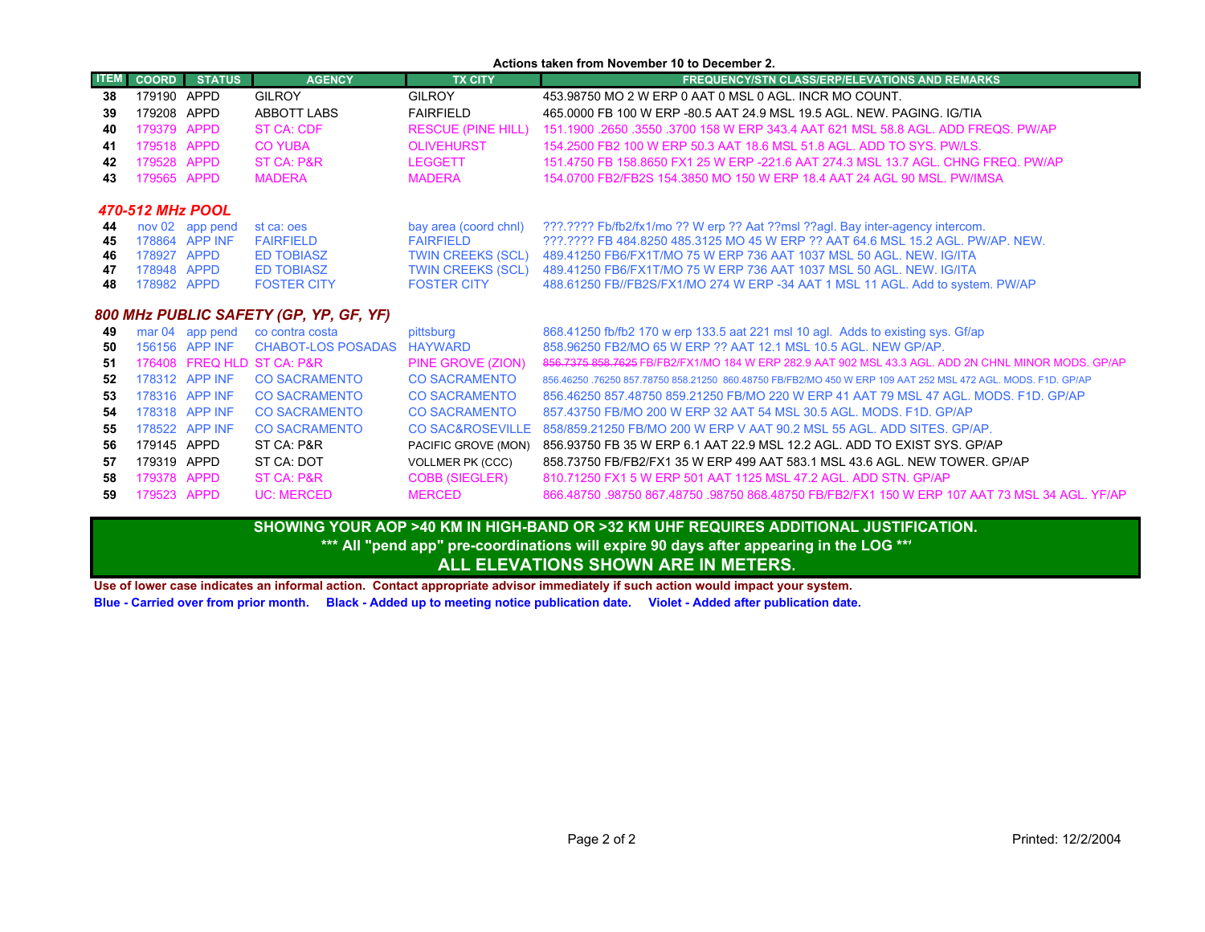Actions taken from November 10 to December 2.

| ITEM | COORD | STATUS | AGENCY | TX CITY | FREQUENCY/STN CLASS/ERP/ELEVATIONS AND REMARKS |
|---|---|---|---|---|---|
| 38 | 179190 | APPD | GILROY | GILROY | 453.98750 MO 2 W ERP 0 AAT 0 MSL 0 AGL. INCR MO COUNT. |
| 39 | 179208 | APPD | ABBOTT LABS | FAIRFIELD | 465.0000 FB 100 W ERP -80.5 AAT 24.9 MSL 19.5 AGL. NEW. PAGING. IG/TIA |
| 40 | 179379 | APPD | ST CA: CDF | RESCUE (PINE HILL) | 151.1900 .2650 .3550 .3700 158 W ERP 343.4 AAT 621 MSL 58.8 AGL. ADD FREQS. PW/AP |
| 41 | 179518 | APPD | CO YUBA | OLIVEHURST | 154.2500 FB2 100 W ERP 50.3 AAT 18.6 MSL 51.8 AGL. ADD TO SYS. PW/LS. |
| 42 | 179528 | APPD | ST CA: P&R | LEGGETT | 151.4750 FB 158.8650 FX1 25 W ERP -221.6 AAT 274.3 MSL 13.7 AGL. CHNG FREQ. PW/AP |
| 43 | 179565 | APPD | MADERA | MADERA | 154.0700 FB2/FB2S 154.3850 MO 150 W ERP 18.4 AAT 24 AGL 90 MSL. PW/IMSA |
| | | | ***470-512 MHz POOL*** | | |
| 44 | nov 02 | app pend | st ca: oes | bay area (coord chnl) | ???.???? Fb/fb2/fx1/mo ?? W erp ?? Aat ??msl ??agl. Bay inter-agency intercom. |
| 45 | 178864 | APP INF | FAIRFIELD | FAIRFIELD | ???.???? FB 484.8250 485.3125 MO 45 W ERP ?? AAT 64.6 MSL 15.2 AGL. PW/AP. NEW. |
| 46 | 178927 | APPD | ED TOBIASZ | TWIN CREEKS (SCL) | 489.41250 FB6/FX1T/MO 75 W ERP 736 AAT 1037 MSL 50 AGL. NEW. IG/ITA |
| 47 | 178948 | APPD | ED TOBIASZ | TWIN CREEKS (SCL) | 489.41250 FB6/FX1T/MO 75 W ERP 736 AAT 1037 MSL 50 AGL. NEW. IG/ITA |
| 48 | 178982 | APPD | FOSTER CITY | FOSTER CITY | 488.61250 FB//FB2S/FX1/MO 274 W ERP -34 AAT 1 MSL 11 AGL. Add to system. PW/AP |
| | | | ***800 MHz PUBLIC SAFETY (GP, YP, GF, YF)*** | | |
| 49 | mar 04 | app pend | co contra costa | pittsburg | 868.41250 fb/fb2 170 w erp 133.5 aat 221 msl 10 agl. Adds to existing sys. Gf/ap |
| 50 | 156156 | APP INF | CHABOT-LOS POSADAS | HAYWARD | 858.96250 FB2/MO 65 W ERP ?? AAT 12.1 MSL 10.5 AGL. NEW GP/AP. |
| 51 | 176408 | FREQ HLD | ST CA: P&R | PINE GROVE (ZION) | ~~856.7375 858.7625~~ FB/FB2/FX1/MO 184 W ERP 282.9 AAT 902 MSL 43.3 AGL. ADD 2N CHNL MINOR MODS. GP/AP |
| 52 | 178312 | APP INF | CO SACRAMENTO | CO SACRAMENTO | 856.46250 .76250 857.78750 858.21250 860.48750 FB/FB2/MO 450 W ERP 109 AAT 252 MSL 472 AGL. MODS. F1D. GP/AP |
| 53 | 178316 | APP INF | CO SACRAMENTO | CO SACRAMENTO | 856.46250 857.48750 859.21250 FB/MO 220 W ERP 41 AAT 79 MSL 47 AGL. MODS. F1D. GP/AP |
| 54 | 178318 | APP INF | CO SACRAMENTO | CO SACRAMENTO | 857.43750 FB/MO 200 W ERP 32 AAT 54 MSL 30.5 AGL. MODS. F1D. GP/AP |
| 55 | 178522 | APP INF | CO SACRAMENTO | CO SAC&ROSEVILLE | 858/859.21250 FB/MO 200 W ERP V AAT 90.2 MSL 55 AGL. ADD SITES. GP/AP. |
| 56 | 179145 | APPD | ST CA: P&R | PACIFIC GROVE (MON) | 856.93750 FB 35 W ERP 6.1 AAT 22.9 MSL 12.2 AGL. ADD TO EXIST SYS. GP/AP |
| 57 | 179319 | APPD | ST CA: DOT | VOLLMER PK (CCC) | 858.73750 FB/FB2/FX1 35 W ERP 499 AAT 583.1 MSL 43.6 AGL. NEW TOWER. GP/AP |
| 58 | 179378 | APPD | ST CA: P&R | COBB (SIEGLER) | 810.71250 FX1 5 W ERP 501 AAT 1125 MSL 47.2 AGL. ADD STN. GP/AP |
| 59 | 179523 | APPD | UC: MERCED | MERCED | 866.48750 .98750 867.48750 .98750 868.48750 FB/FB2/FX1 150 W ERP 107 AAT 73 MSL 34 AGL. YF/AP |

**SHOWING YOUR AOP >40 KM IN HIGH-BAND OR >32 KM UHF REQUIRES ADDITIONAL JUSTIFICATION.**

**\*\*\* All "pend app" pre-coordinations will expire 90 days after appearing in the LOG \*\*\***

**ALL ELEVATIONS SHOWN ARE IN METERS.**

**Use of lower case indicates an informal action. Contact appropriate advisor immediately if such action would impact your system.**

**Blue - Carried over from prior month. Black - Added up to meeting notice publication date. Violet - Added after publication date.**

Printed: 12/2/2004